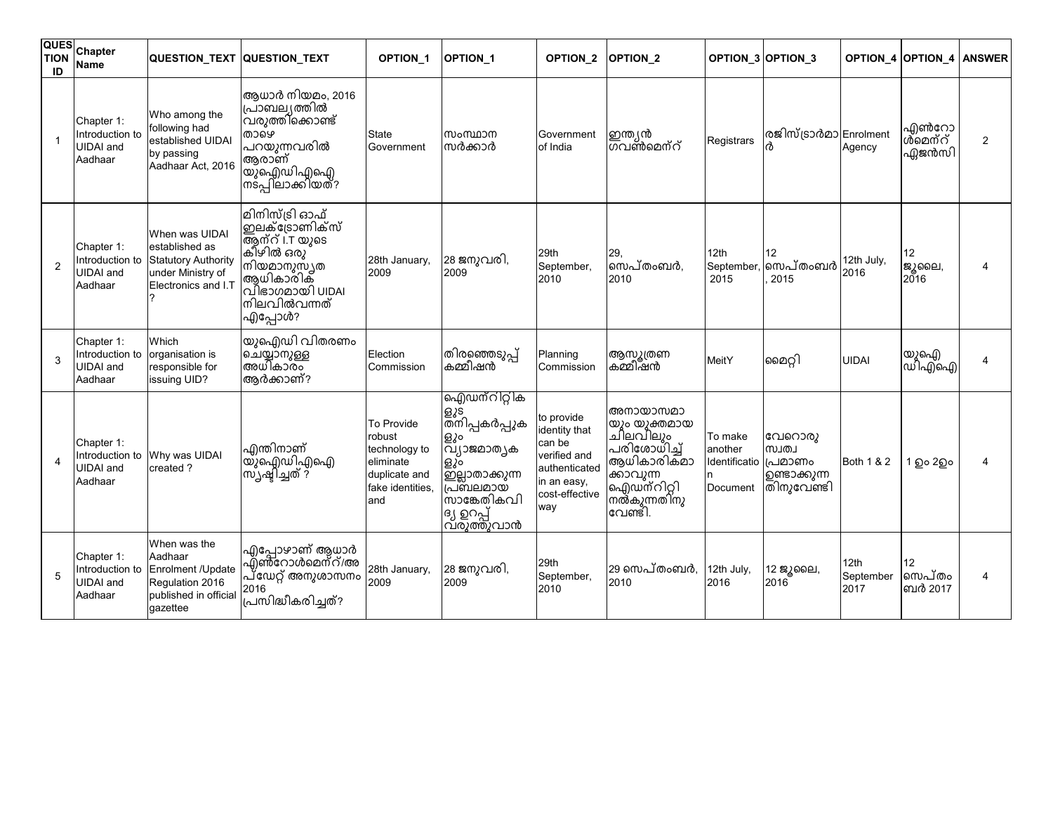| QUESTION ID | Chapter Name | QUESTION_TEXT | QUESTION_TEXT | OPTION_1 | OPTION_1 | OPTION_2 | OPTION_2 | OPTION_3 | OPTION_3 | OPTION_4 | OPTION_4 | ANSWER |
|---|---|---|---|---|---|---|---|---|---|---|---|---|
| 1 | Chapter 1: Introduction to UIDAI and Aadhaar | Who among the following had established UIDAI by passing Aadhaar Act, 2016 | ആധാർ നിയമം, 2016 പ്രാബല്യത്തിൽ വരുത്തിക്കൊണ്ട് താഴെ പറയുന്നവരിൽ ആരാണ് യുഐഡിഎഐ നടപ്പിലാക്കിയത്? | State Government | സംസ്ഥാന സർക്കാർ | Government of India | ഇന്ത്യൻ ഗവൺമെന്റ് | Registrars | രജിസ്ട്രാർമാർ | Enrolment Agency | എൻറോൾമെന്റ് ഏജൻസി | 2 |
| 2 | Chapter 1: Introduction to UIDAI and Aadhaar | When was UIDAI established as Statutory Authority under Ministry of Electronics and I.T ? | മിനിസ്ട്രി ഓഫ് ഇലക്ട്രോണിക്സ് ആന്റ് I.T യുടെ കീഴിൽ ഒരു നിയമാനുസൃത ആധികാരിക വിഭാഗമായി UIDAI നിലവിൽവന്നത് എപ്പോൾ? | 28th January, 2009 | 28 ജനുവരി, 2009 | 29th September, 2010 | 29, സെപ്തംബർ, 2010 | 12th September, 2015 | 12 സെപ്തംബർ, 2015 | 12th July, 2016 | 12 ജൂലൈ, 2016 | 4 |
| 3 | Chapter 1: Introduction to UIDAI and Aadhaar | Which organisation is responsible for issuing UID? | യുഐഡി വിതരണം ചെയ്യാനുള്ള അധികാരം ആർക്കാണ്? | Election Commission | തിരഞ്ഞെടുപ്പ് കമ്മീഷൻ | Planning Commission | ആസൂത്രണ കമ്മീഷൻ | MeitY | മൈറ്റി | UIDAI | യുഐഡിഎഐ | 4 |
| 4 | Chapter 1: Introduction to UIDAI and Aadhaar | Why was UIDAI created ? | എന്തിനാണ് യുഐഡിഎഐ സൃഷ്ടിച്ചത് ? | To Provide robust technology to eliminate duplicate and fake identities, and | ഐഡന്റിറ്റികളുടെ തനിപ്പകർപ്പുകളും വ്യാജമാതൃകളും ഇല്ലാതാക്കുന്ന പ്രബലമായ സാങ്കേതികവിദ്യ ഉറപ്പ് വരുത്തുവാൻ | to provide identity that can be verified and authenticated in an easy, cost-effective way | അനായാസമായും യുക്തമായ ചിലവിലും പരിശോധിച്ച് ആധികാരികമാക്കാവുന്ന ഐഡന്റിറ്റി നൽകുന്നതിനു വേണ്ടി. | To make another Identification Document | വേറൊരു സ്വത്വ പ്രമാണം ഉണ്ടാക്കുന്നതിനുവേണ്ടി | Both 1 & 2 | 1 ഉം 2ഉം | 4 |
| 5 | Chapter 1: Introduction to UIDAI and Aadhaar | When was the Aadhaar Enrolment /Update Regulation 2016 published in official gazettee | എപ്പോഴാണ് ആധാർ എൻറോൾമെന്റ്/അപ്ഡേറ്റ് അനുശാസനം 2016 പ്രസിദ്ധീകരിച്ചത്? | 28th January, 2009 | 28 ജനുവരി, 2009 | 29th September, 2010 | 29 സെപ്തംബർ, 2010 | 12th July, 2016 | 12 ജൂലൈ, 2016 | 12th September 2017 | 12 സെപ്തംബർ 2017 | 4 |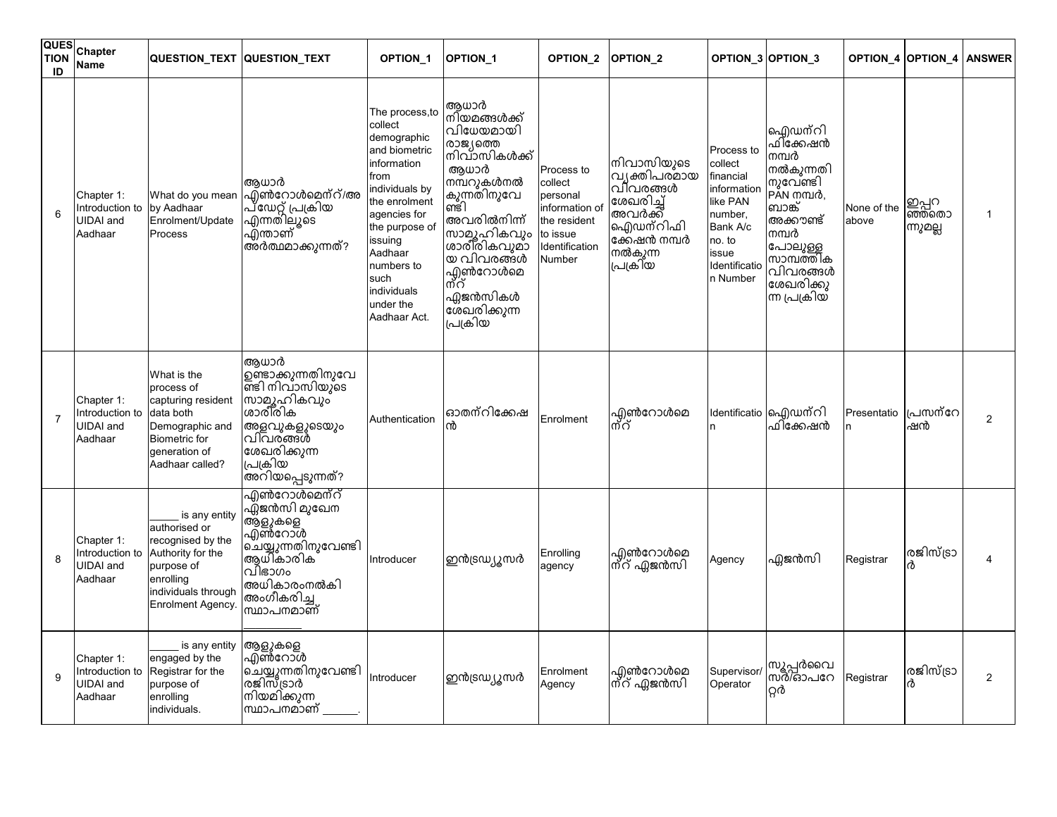| QUESTION ID | Chapter Name | QUESTION_TEXT | QUESTION_TEXT | OPTION_1 | OPTION_1 | OPTION_2 | OPTION_2 | OPTION_3 | OPTION_3 | OPTION_4 | OPTION_4 | ANSWER |
|---|---|---|---|---|---|---|---|---|---|---|---|---|
| 6 | Chapter 1: Introduction to UIDAI and Aadhaar | What do you mean by Aadhaar Enrolment/Update Process | ആധാർ എൺറോൾമെന്റ്/അപ്ഡേറ്റ് പ്രക്രിയ എന്നതിലൂടെ എന്താണ് അർത്ഥമാക്കുന്നത്? | The process,to collect demographic and biometric information from individuals by the enrolment agencies for the purpose of issuing Aadhaar numbers to such individuals under the Aadhaar Act. | ആധാർ നിയമങ്ങൾക്ക് വിധേയമായി രാജ്യത്തെ നിവാസികൾക്ക് ആധാർ നമ്പറുകൾനൽകുന്നതിനുവേണ്ടി അവരിൽനിന്ന് സാമൂഹികവും ശാരീരികവുമായ വിവരങ്ങൾ എൺറോൾമെന്റ് ഏജൻസികൾ ശേഖരിക്കുന്ന പ്രക്രിയ | Process to collect personal information of the resident to issue Identification Number | നിവാസിയുടെ വ്യക്തിപരമായ വിവരങ്ങൾ ശേഖരിച്ച് അവർക്ക് ഐഡന്റിഫിക്കേഷൻ നമ്പർ നൽകുന്ന പ്രക്രിയ | Process to collect financial information like PAN number, Bank A/c no. to issue Identification Number | ഐഡന്റിഫിക്കേഷൻ നമ്പർ നൽകുന്നതിനുവേണ്ടി PAN നമ്പർ, ബാങ്ക് അക്കൗണ്ട് നമ്പർ പോലുള്ള സാമ്പത്തിക വിവരങ്ങൾ ശേഖരിക്കുന്ന പ്രക്രിയ | None of the above | ഇപ്പറഞ്ഞതൊന്നുമല്ല | 1 |
| 7 | Chapter 1: Introduction to UIDAI and Aadhaar | What is the process of capturing resident data both Demographic and Biometric for generation of Aadhaar called? | ആധാർ ഉണ്ടാക്കുന്നതിനുവേണ്ടി നിവാസിയുടെ സാമൂഹികവും ശാരീരിക അളവുകളുടെയും വിവരങ്ങൾ ശേഖരിക്കുന്ന പ്രക്രിയ അറിയപ്പെടുന്നത്? | Authentication | ഓതന്റിക്കേഷൻ | Enrolment | എൺറോൾമെന്റ് | Identification | ഐഡന്റിഫിക്കേഷൻ | Presentation | പ്രസന്റേഷൻ | 2 |
| 8 | Chapter 1: Introduction to UIDAI and Aadhaar | _____ is any entity authorised or recognised by the Authority for the purpose of enrolling individuals through Enrolment Agency. | എൺറോൾമെന്റ് ഏജൻസി മുഖേന ആളുകളെ എൺറോൾ ചെയ്യുന്നതിനുവേണ്ടി ആധികാരിക വിഭാഗം അധികാരംനൽകി അംഗീകരിച്ച സ്ഥാപനമാണ് __________ | Introducer | ഇൻട്രഡ്യൂസർ | Enrolling agency | എൺറോൾമെന്റ് ഏജൻസി | Agency | ഏജൻസി | Registrar | രജിസ്ട്രാർ | 4 |
| 9 | Chapter 1: Introduction to UIDAI and Aadhaar | _____ is any entity engaged by the Registrar for the purpose of enrolling individuals. | ആളുകളെ എൺറോൾ ചെയ്യുന്നതിനുവേണ്ടി രജിസ്ട്രാർ നിയമിക്കുന്ന സ്ഥാപനമാണ് ______. | Introducer | ഇൻട്രഡ്യൂസർ | Enrolment Agency | എൺറോൾമെന്റ് ഏജൻസി | Supervisor/ Operator | സൂപ്പർവൈസർ/ഓപറേറ്റർ | Registrar | രജിസ്ട്രാർ | 2 |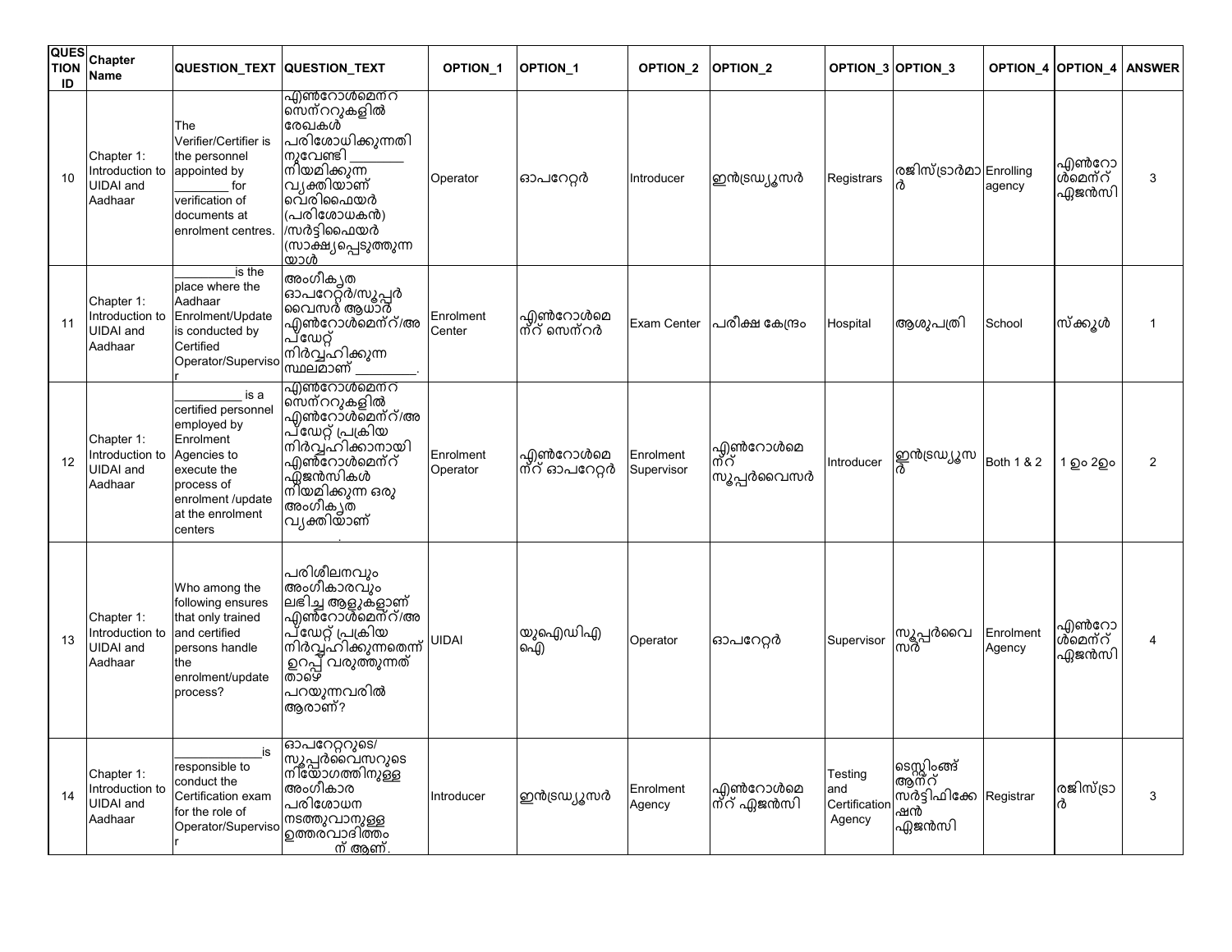| QUESTION ID | Chapter Name | QUESTION_TEXT | QUESTION_TEXT | OPTION_1 | OPTION_1 | OPTION_2 | OPTION_2 | OPTION_3 | OPTION_3 | OPTION_4 | OPTION_4 | ANSWER |
|---|---|---|---|---|---|---|---|---|---|---|---|---|
| 10 | Chapter 1: Introduction to UIDAI and Aadhaar | The Verifier/Certifier is the personnel appointed by ________ for verification of documents at enrolment centres. | എൺറോൾമെൻറ സെന്ററുകളിൽ രേഖകൾ പരിശോധിക്കുന്നതിനുവേണ്ടി ________ നിയമിക്കുന്ന വ്യക്തിയാണ് വെരിഫൈയർ (പരിശോധകൻ) /സർട്ടിഫൈയർ (സാക്ഷ്യപ്പെടുത്തുന്നയാൾ | Operator | ഓപറേറ്റർ | Introducer | ഇൻട്രഡ്യൂസർ | Registrars | രജിസ്ട്രാർമാർ | Enrolling agency | എൺറോൾമെന്റ് ഏജൻസി | 3 |
| 11 | Chapter 1: Introduction to UIDAI and Aadhaar | ________is the place where the Aadhaar Enrolment/Update is conducted by Certified Operator/Supervisor | അംഗീകൃത ഓപറേറ്റർ/സൂപ്പർവൈസർ ആധാർ എൺറോൾമെന്റ്/അപ്ഡേറ്റ് നിർവ്വഹിക്കുന്ന സ്ഥലമാണ് ________. | Enrolment Center | എൺറോൾമെന്റ് സെന്റർ | Exam Center | പരീക്ഷ കേന്ദ്രം | Hospital | ആശുപത്രി | School | സ്ക്കൂൾ | 1 |
| 12 | Chapter 1: Introduction to UIDAI and Aadhaar | __________ is a certified personnel employed by Enrolment Agencies to execute the process of enrolment /update at the enrolment centers | എൺറോൾമെൻറ സെന്ററുകളിൽ എൺറോൾമെന്റ്/അപ്ഡേറ്റ് പ്രക്രിയ നിർവ്വഹിക്കാനായി എൺറോൾമെന്റ് ഏജൻസികൾ നിയമിക്കുന്ന ഒരു അംഗീകൃത വ്യക്തിയാണ് ________. | Enrolment Operator | എൺറോൾമെന്റ് ഓപറേറ്റർ | Enrolment Supervisor | എൺറോൾമെന്റ് സൂപ്പർവൈസർ | Introducer | ഇൻട്രഡ്യൂസർ | Both 1 & 2 | 1 ഉം 2ഉം | 2 |
| 13 | Chapter 1: Introduction to UIDAI and Aadhaar | Who among the following ensures that only trained and certified persons handle the enrolment/update process? | പരിശീലനവും അംഗീകാരവും ലഭിച്ച ആളുകളാണ് എൺറോൾമെന്റ്/അപ്ഡേറ്റ് പ്രക്രിയ നിർവ്വഹിക്കുന്നതെന്ന് ഉറപ്പ് വരുത്തുന്നത് താഴെ പറയുന്നവരിൽ ആരാണ്? | UIDAI | യുഐഡിഎഐ | Operator | ഓപറേറ്റർ | Supervisor | സൂപ്പർവൈസർ | Enrolment Agency | എൺറോൾമെന്റ് ഏജൻസി | 4 |
| 14 | Chapter 1: Introduction to UIDAI and Aadhaar | ____________is responsible to conduct the Certification exam for the role of Operator/Supervisor | ഓപറേറ്ററുടെ/ സൂപ്പർവൈസറുടെ നിയോഗത്തിനുള്ള അംഗീകാര പരിശോധന നടത്തുവാനുള്ള ഉത്തരവാദിത്തം ________ന് ആണ്. | Introducer | ഇൻട്രഡ്യൂസർ | Enrolment Agency | എൺറോൾമെന്റ് ഏജൻസി | Testing and Certification Agency | ടെസ്റ്റിംങ്ങ് ആന്റ് സർട്ടിഫിക്കേഷൻ ഏജൻസി | Registrar | രജിസ്ട്രാർ | 3 |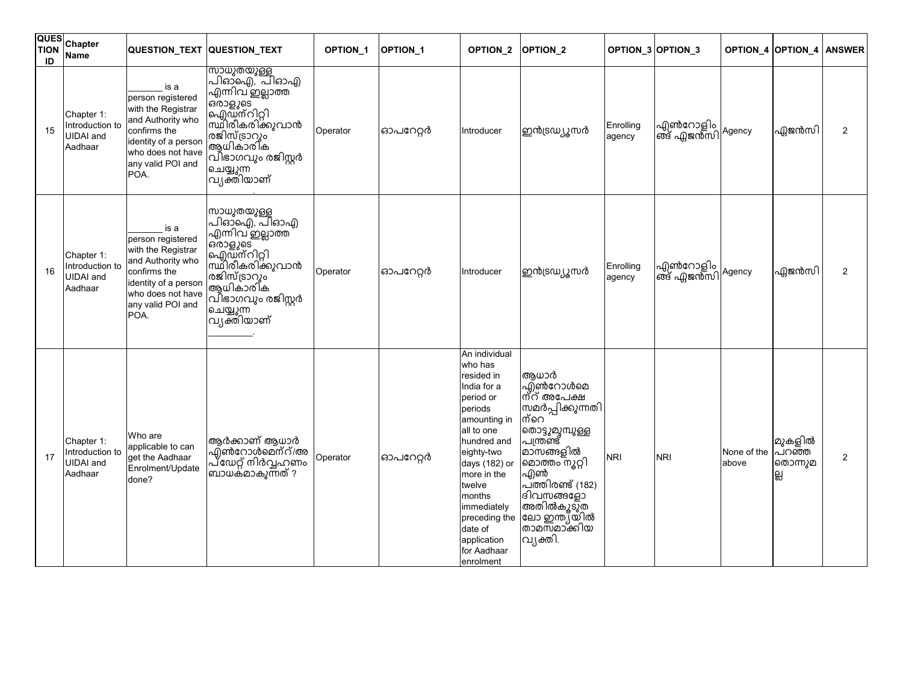| QUESTION ID | Chapter Name | QUESTION_TEXT | QUESTION_TEXT | OPTION_1 | OPTION_1 | OPTION_2 | OPTION_2 | OPTION_3 | OPTION_3 | OPTION_4 | OPTION_4 | ANSWER |
|---|---|---|---|---|---|---|---|---|---|---|---|---|
| 15 | Chapter 1: Introduction to UIDAI and Aadhaar | _______ is a person registered with the Registrar and Authority who confirms the identity of a person who does not have any valid POI and POA. | സാധുതയുള്ള പിഓഐ, പിഓഎ എന്നിവ ഇല്ലാത്ത ഒരാളുടെ ഐഡന്റിറ്റി സ്ഥിരീകരിക്കുവാൻ രജിസ്ട്രാറും ആധികാരിക വിഭാഗവും രജിസ്റ്റർ ചെയ്യുന്ന വ്യക്തിയാണ് . | Operator | ഓപറേറ്റർ | Introducer | ഇൻട്രഡ്യൂസർ | Enrolling agency | എൻറോളിംങ് ഏജൻസി | Agency | ഏജൻസി | 2 |
| 16 | Chapter 1: Introduction to UIDAI and Aadhaar | _______ is a person registered with the Registrar and Authority who confirms the identity of a person who does not have any valid POI and POA. | സാധുതയുള്ള പിഓഐ, പിഓഎ എന്നിവ ഇല്ലാത്ത ഒരാളുടെ ഐഡന്റിറ്റി സ്ഥിരീകരിക്കുവാൻ രജിസ്ട്രാറും ആധികാരിക വിഭാഗവും രജിസ്റ്റർ ചെയ്യുന്ന വ്യക്തിയാണ് ________. | Operator | ഓപറേറ്റർ | Introducer | ഇൻട്രഡ്യൂസർ | Enrolling agency | എൻറോളിംങ് ഏജൻസി | Agency | ഏജൻസി | 2 |
| 17 | Chapter 1: Introduction to UIDAI and Aadhaar | Who are applicable to can get the Aadhaar Enrolment/Update done? | ആർക്കാണ് ആധാർ എൻറോൾമെന്റ്/അപ്ഡേറ്റ് നിർവ്വഹണം ബാധകമാകുന്നത് ? | Operator | ഓപറേറ്റർ | An individual who has resided in India for a period or periods amounting in all to one hundred and eighty-two days (182) or more in the twelve months immediately preceding the date of application for Aadhaar enrolment | ആധാർ എൻറോൾമെന്റ് അപേക്ഷ സമർപ്പിക്കുന്നതിന്റെ തൊട്ടുമുമ്പുള്ള പന്ത്രണ്ട് മാസങ്ങളിൽ മൊത്തം നൂറ്റി എൺ പത്തിരണ്ട് (182) ദിവസങ്ങളോ അതിൽകൂടുതലോ ഇന്ത്യയിൽ താമസമാക്കിയ വ്യക്തി. | NRI | NRI | None of the above | മുകളിൽ പറഞ്ഞ തൊന്നുമല്ല | 2 |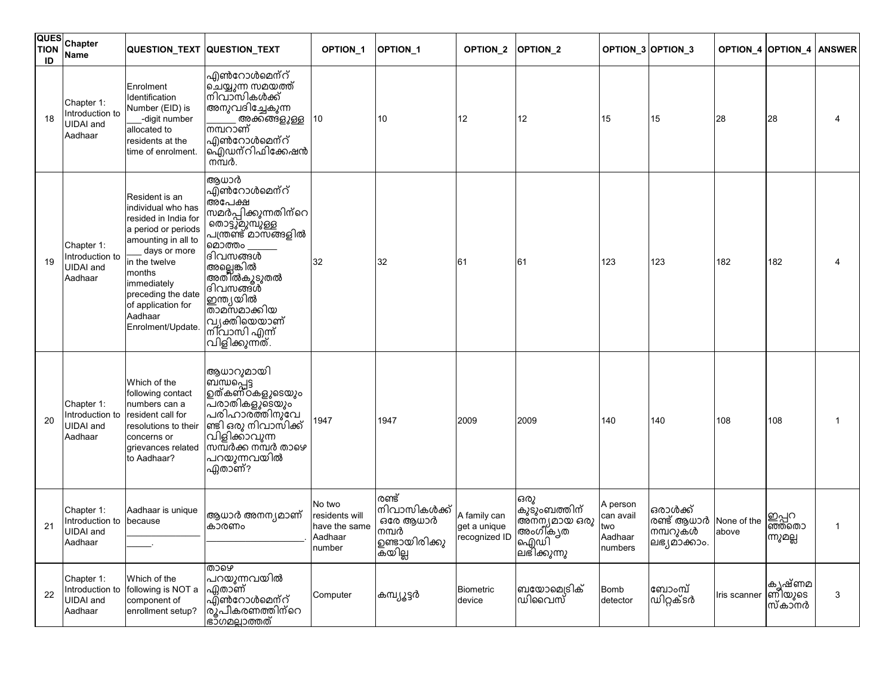| QUESTION ID | Chapter Name | QUESTION_TEXT | QUESTION_TEXT | OPTION_1 | OPTION_1 | OPTION_2 | OPTION_2 | OPTION_3 | OPTION_3 | OPTION_4 | OPTION_4 | ANSWER |
|---|---|---|---|---|---|---|---|---|---|---|---|---|
| 18 | Chapter 1: Introduction to UIDAI and Aadhaar | Enrolment Identification Number (EID) is ___-digit number allocated to residents at the time of enrolment. | എൻറോൾമെന്റ് ചെയ്യുന്ന സമയത്ത് നിവാസികൾക്ക് അനുവദിച്ചേകുന്ന ______ അക്കങ്ങളുള്ള നമ്പറാണ് എൻറോൾമെന്റ് ഐഡന്റിഫിക്കേഷൻ നമ്പർ. | 10 | 10 | 12 | 12 | 15 | 15 | 28 | 28 | 4 |
| 19 | Chapter 1: Introduction to UIDAI and Aadhaar | Resident is an individual who has resided in India for a period or periods amounting in all to ___ days or more in the twelve months immediately preceding the date of application for Aadhaar Enrolment/Update. | ആധാർ എൻറോൾമെന്റ് അപേക്ഷ സമർപ്പിക്കുന്നതിന്റെ തൊട്ടുമുമ്പുള്ള പന്ത്രണ്ട് മാസങ്ങളിൽ മൊത്തം ______ ദിവസങ്ങൾ അല്ലെങ്കിൽ അതിൽകൂടുതൽ ദിവസങ്ങൾ ഇന്ത്യയിൽ താമസമാക്കിയ വ്യക്തിയെയാണ് നിവാസി എന്ന് വിളിക്കുന്നത്. | 32 | 32 | 61 | 61 | 123 | 123 | 182 | 182 | 4 |
| 20 | Chapter 1: Introduction to UIDAI and Aadhaar | Which of the following contact numbers can a resident call for resolutions to their concerns or grievances related to Aadhaar? | ആധാറുമായി ബന്ധപ്പെട്ട ഉത്കണ്ഠകളുടെയും പരാതികളുടെയും പരിഹാരത്തിനുവേണ്ടി ഒരു നിവാസിക്ക് വിളിക്കാവുന്ന സമ്പർക്ക നമ്പർ താഴെ പറയുന്നവയിൽ ഏതാണ്? | 1947 | 1947 | 2009 | 2009 | 140 | 140 | 108 | 108 | 1 |
| 21 | Chapter 1: Introduction to UIDAI and Aadhaar | Aadhaar is unique because ___________________. | ആധാർ അനന്യമാണ് കാരണം ___________________. | No two residents will have the same Aadhaar number | രണ്ട് നിവാസികൾക്ക് ഒരേ ആധാർ നമ്പർ ഉണ്ടായിരിക്കുകയില്ല | A family can get a unique recognized ID | ഒരു കുടുംബത്തിന് അനന്യമായ ഒരു അംഗീകൃത ഐഡി ലഭിക്കുന്നു | A person can avail two Aadhaar numbers | ഒരാൾക്ക് രണ്ട് ആധാർ നമ്പറുകൾ ലഭ്യമാക്കാം. | None of the above | ഇപ്പറഞ്ഞതൊന്നുമല്ല | 1 |
| 22 | Chapter 1: Introduction to UIDAI and Aadhaar | Which of the following is NOT a component of enrollment setup? | താഴെ പറയുന്നവയിൽ ഏതാണ് എൻറോൾമെന്റ് രൂപീകരണത്തിന്റെ ഭാഗമല്ലാത്തത് | Computer | കമ്പ്യൂട്ടർ | Biometric device | ബയോമെട്രിക് ഡിവൈസ് | Bomb detector | ബോംബ് ഡിറ്റക്ടർ | Iris scanner | കൃഷ്ണമണിയുടെ സ്കാനർ | 3 |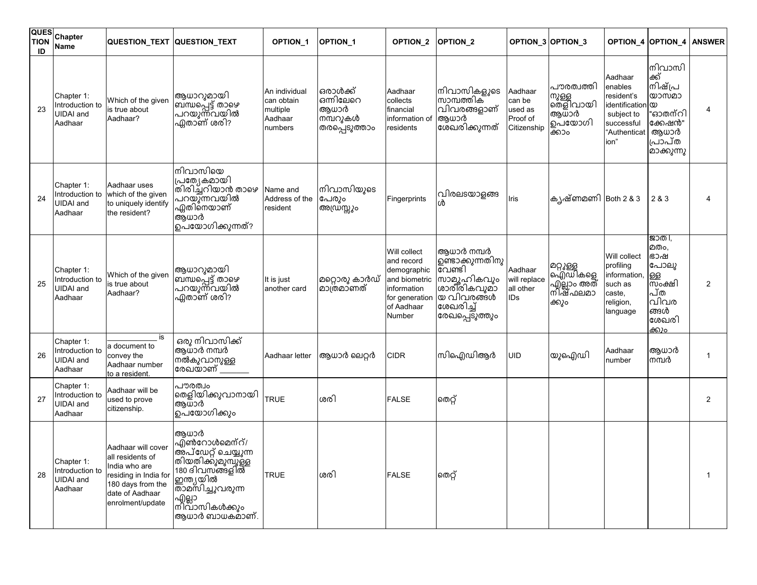| QUESTION ID | Chapter Name | QUESTION_TEXT | QUESTION_TEXT | OPTION_1 | OPTION_1 | OPTION_2 | OPTION_2 | OPTION_3 | OPTION_3 | OPTION_4 | OPTION_4 | ANSWER |
|---|---|---|---|---|---|---|---|---|---|---|---|---|
| 23 | Chapter 1: Introduction to UIDAI and Aadhaar | Which of the given is true about Aadhaar? | ആധാറുമായി ബന്ധപ്പെട്ട് താഴെ പറയുന്നവയിൽ ഏതാണ് ശരി? | An individual can obtain multiple Aadhaar numbers | ഒരാൾക്ക് ഒന്നിലേറെ ആധാർ നമ്പറുകൾ തരപ്പെടുത്താം | Aadhaar collects financial information of residents | നിവാസികളുടെ സാമ്പത്തിക വിവരങ്ങളാണ് ആധാർ ശേഖരിക്കുന്നത് | Aadhaar can be used as Proof of Citizenship | പൗരത്വത്തിനുള്ള തെളിവായി ആധാർ ഉപയോഗിക്കാം | Aadhaar enables resident's identification subject to successful "Authentication" | നിവാസിക്ക് നിഷ്പ്രയാസമായ "ഓതന്റിക്കേഷൻ" ആധാർ പ്രാപ്തമാക്കുന്നു | 4 |
| 24 | Chapter 1: Introduction to UIDAI and Aadhaar | Aadhaar uses which of the given to uniquely identify the resident? | നിവാസിയെ പ്രത്യേകമായി തിരിച്ചറിയാൻ താഴെ പറയുന്നവയിൽ ഏതിനെയാണ് ആധാർ ഉപയോഗിക്കുന്നത്? | Name and Address of the resident | നിവാസിയുടെ പേരും അഡ്രസ്സും | Fingerprints | വിരലടയാളങ്ങൾ | Iris | കൃഷ്ണമണി | Both 2 & 3 | 2 & 3 | 4 |
| 25 | Chapter 1: Introduction to UIDAI and Aadhaar | Which of the given is true about Aadhaar? | ആധാറുമായി ബന്ധപ്പെട്ട് താഴെ പറയുന്നവയിൽ ഏതാണ് ശരി? | It is just another card | മറ്റൊരു കാർഡ് മാത്രമാണത് | Will collect and record demographic and biometric information for generation of Aadhaar Number | ആധാർ നമ്പർ ഉണ്ടാക്കുന്നതിനു വേണ്ടി സാമൂഹികവും ശാരീരികവുമായ വിവരങ്ങൾ ശേഖരിച്ച് രേഖപ്പെടുത്തും | Aadhaar will replace all other IDs | മറ്റുള്ള ഐഡികളെ എല്ലാം അത് നിഷ്ഫലമാക്കും | Will collect profiling information, such as caste, religion, language | ജാതി, മതം, ഭാഷ പോലുള്ള സംക്ഷിപ്ത വിവരങ്ങൾ ശേഖരിക്കും | 2 |
| 26 | Chapter 1: Introduction to UIDAI and Aadhaar | ____________ is a document to convey the Aadhaar number to a resident. | ഒരു നിവാസിക്ക് ആധാർ നമ്പർ നൽകുവാനുള്ള രേഖയാണ് ______ | Aadhaar letter | ആധാർ ലെറ്റർ | CIDR | സിഐഡിആർ | UID | യുഐഡി | Aadhaar number | ആധാർ നമ്പർ | 1 |
| 27 | Chapter 1: Introduction to UIDAI and Aadhaar | Aadhaar will be used to prove citizenship. | പൗരത്വം തെളിയിക്കുവാനായി ആധാർ ഉപയോഗിക്കും | TRUE | ശരി | FALSE | തെറ്റ് | | | | | 2 |
| 28 | Chapter 1: Introduction to UIDAI and Aadhaar | Aadhaar will cover all residents of India who are residing in India for 180 days from the date of Aadhaar enrolment/update | ആധാർ എൻറോൾമെന്റ്/അപ്ഡേറ്റ് ചെയ്യുന്ന തിയതിക്കുമുമ്പുള്ള 180 ദിവസങ്ങളിൽ ഇന്ത്യയിൽ താമസിച്ചുവരുന്ന എല്ലാ നിവാസികൾക്കും ആധാർ ബാധകമാണ്. | TRUE | ശരി | FALSE | തെറ്റ് | | | | | 1 |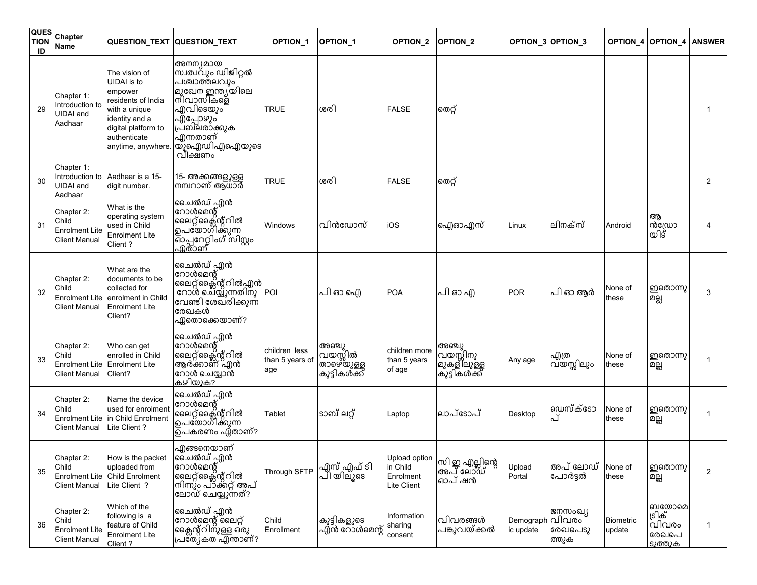| QUESTION ID | Chapter Name | QUESTION_TEXT | QUESTION_TEXT | OPTION_1 | OPTION_1 | OPTION_2 | OPTION_2 | OPTION_3 | OPTION_3 | OPTION_4 | OPTION_4 | ANSWER |
|---|---|---|---|---|---|---|---|---|---|---|---|---|
| 29 | Chapter 1: Introduction to UIDAI and Aadhaar | The vision of UIDAI is to empower residents of India with a unique identity and a digital platform to authenticate anytime, anywhere. | അനന്യമായ സ്വത്വവും ഡിജിറ്റൽ പശ്ചാത്തലവും മുഖേന ഇന്ത്യയിലെ നിവാസികളെ എവിടെയും എപ്പോഴും പ്രബലരാക്കുക എന്നതാണ് യുഐഡിഎഐയുടെ വീക്ഷണം | TRUE | ശരി | FALSE | തെറ്റ് | | | | | 1 |
| 30 | Chapter 1: Introduction to UIDAI and Aadhaar | Aadhaar is a 15-digit number. | 15- അക്കങ്ങളുള്ള നമ്പറാണ് ആധാർ | TRUE | ശരി | FALSE | തെറ്റ് | | | | | 2 |
| 31 | Chapter 2: Child Enrolment Lite Client Manual | What is the operating system used in Child Enrolment Lite Client ? | ചൈൽഡ് എൻ റോൾമെന്റ് ലൈറ്റ്ക്ലൈന്റിൽ ഉപയോഗിക്കുന്ന ഓപ്പറേറ്റിംഗ് സിസ്റ്റം ഏതാണ് | Windows | വിൻഡോസ് | iOS | ഐഓഎസ് | Linux | ലിനക്സ് | Android | ആൻഡ്രോയിഡ് | 4 |
| 32 | Chapter 2: Child Enrolment Lite Client Manual | What are the documents to be collected for enrolment in Child Enrolment Lite Client? | ചൈൽഡ് എൻ റോൾമെന്റ് ലൈറ്റ്ക്ലൈന്റിൽഎൻ റോൾ ചെയ്യുന്നതിനു വേണ്ടി ശേഖരിക്കുന്ന രേഖകൾ ഏതൊക്കെയാണ്? | POI | പി ഓ ഐ | POA | പി ഓ എ | POR | പി ഓ ആർ | None of these | ഇതൊന്നു മല്ല | 3 |
| 33 | Chapter 2: Child Enrolment Lite Client Manual | Who can get enrolled in Child Enrolment Lite Client? | ചൈൽഡ് എൻ റോൾമെന്റ് ലൈറ്റ്ക്ലൈന്റിൽ ആർക്കാണ് എൻ റോൾ ചെയ്യാൻ കഴിയുക? | children less than 5 years of age | അഞ്ചു വയസ്സിൽ താഴെയുള്ള കുട്ടികൾക്ക് | children more than 5 years of age | അഞ്ചു വയസ്സിനു മുകളിലുള്ള കുട്ടികൾക്ക് | Any age | എത്ര വയസ്സിലും | None of these | ഇതൊന്നു മല്ല | 1 |
| 34 | Chapter 2: Child Enrolment Lite Client Manual | Name the device used for enrolment in Child Enrolment Lite Client ? | ചൈൽഡ് എൻ റോൾമെന്റ് ലൈറ്റ്ക്ലൈന്റിൽ ഉപയോഗിക്കുന്ന ഉപകരണം ഏതാണ്? | Tablet | ടാബ് ലറ്റ് | Laptop | ലാപ്ടോപ് | Desktop | ഡെസ്ക്ടോപ് | None of these | ഇതൊന്നു മല്ല | 1 |
| 35 | Chapter 2: Child Enrolment Lite Client Manual | How is the packet uploaded from Child Enrolment Lite Client ? | എങ്ങനെയാണ് ചൈൽഡ് എൻ റോൾമെന്റ് ലൈറ്റ്ക്ലൈന്റിൽ നിന്നും പാക്കറ്റ് അപ് ലോഡ് ചെയ്യുന്നത്? | Through SFTP | എസ് എഫ് ടി പി യിലൂടെ | Upload option in Child Enrolment Lite Client | സി ഇ എല്ലിന്റെ അപ് ലോഡ് ഓപ് ഷൻ | Upload Portal | അപ് ലോഡ് പോർട്ടൽ | None of these | ഇതൊന്നു മല്ല | 2 |
| 36 | Chapter 2: Child Enrolment Lite Client Manual | Which of the following is a feature of Child Enrolment Lite Client ? | ചൈൽഡ് എൻ റോൾമെന്റ് ലൈറ്റ് ക്ലൈന്റിനുള്ള ഒരു പ്രത്യേകത എന്താണ്? | Child Enrollment | കുട്ടികളുടെ എൻ റോൾമെന്റ് | Information sharing consent | വിവരങ്ങൾ പങ്കുവയ്ക്കൽ | Demographic update | ജനസംഖ്യ വിവരം രേഖപെടുത്തുക | Biometric update | ബയോമെട്രിക് വിവരം രേഖപെടുത്തുക | 1 |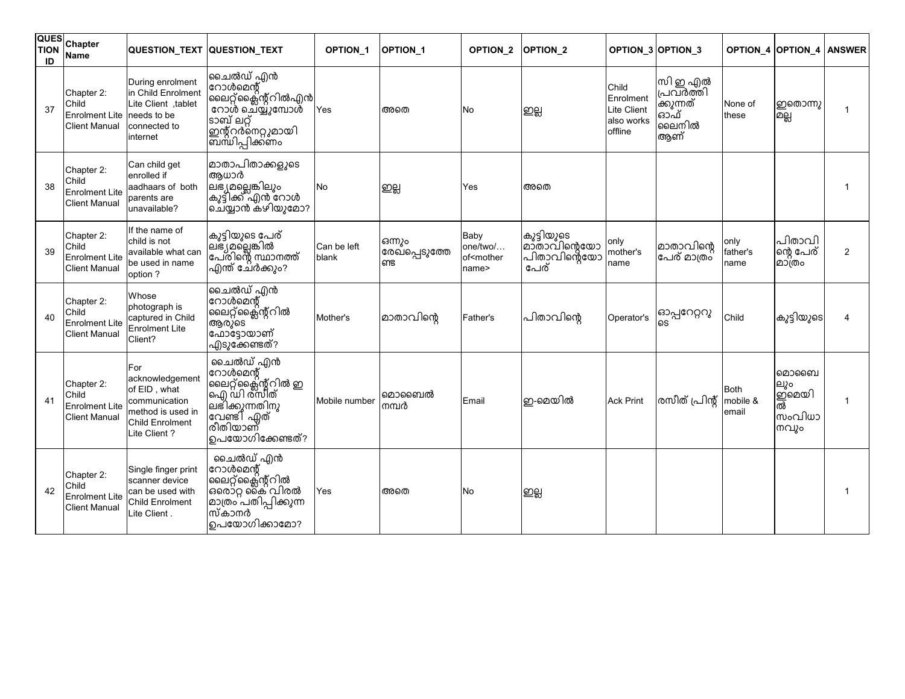| QUESTION ID | Chapter Name | QUESTION_TEXT | QUESTION_TEXT | OPTION_1 | OPTION_1 | OPTION_2 | OPTION_2 | OPTION_3 | OPTION_3 | OPTION_4 | OPTION_4 | ANSWER |
|---|---|---|---|---|---|---|---|---|---|---|---|---|
| 37 | Chapter 2: Child Enrolment Lite Client Manual | During enrolment in Child Enrolment Lite Client ,tablet needs to be connected to internet | ചൈൽഡ് എൻ റോൾമെന്റ് ലൈറ്റ്ക്ലൈന്റിൽഎൻ റോൾ ചെയ്യുമ്പോൾ ടാബ് ലറ്റ് ഇന്റർനെറ്റുമായി ബന്ധിപ്പിക്കണം | Yes | അതെ | No | ഇല്ല | Child Enrolment Lite Client also works offline | സി ഇ എൽ പ്രവർത്തി ക്കുന്നത് ഓഫ് ലൈനിൽ ആണ് | None of these | ഇതൊന്നു മല്ല | 1 |
| 38 | Chapter 2: Child Enrolment Lite Client Manual | Can child get enrolled if aadhaars of both parents are unavailable? | മാതാപിതാക്കളുടെ ആധാർ ലഭ്യമല്ലെങ്കിലും കുട്ടിക്ക് എൻ റോൾ ചെയ്യാൻ കഴിയുമോ? | No | ഇല്ല | Yes | അതെ | | | | | 1 |
| 39 | Chapter 2: Child Enrolment Lite Client Manual | If the name of child is not available what can be used in name option ? | കുട്ടിയുടെ പേര് ലഭ്യമല്ലെങ്കിൽ പേരിന്റെ സ്ഥാനത്ത് എന്ത് ചേർക്കും? | Can be left blank | ഒന്നും രേഖപ്പെടുത്തേ ണ്ട | Baby one/two/… of<mother name> | കുട്ടിയുടെ മാതാവിന്റെയോ പിതാവിന്റെയോ പേര് | only mother's name | മാതാവിന്റെ പേര് മാത്രം | only father's name | പിതാവി ന്റെ പേര് മാത്രം | 2 |
| 40 | Chapter 2: Child Enrolment Lite Client Manual | Whose photograph is captured in Child Enrolment Lite Client? | ചൈൽഡ് എൻ റോൾമെന്റ് ലൈറ്റ്ക്ലൈന്റിൽ ആരുടെ ഫോട്ടോയാണ് എടുക്കേണ്ടത്? | Mother's | മാതാവിന്റെ | Father's | പിതാവിന്റെ | Operator's | ഓപ്പറേറ്ററു ടെ | Child | കുട്ടിയുടെ | 4 |
| 41 | Chapter 2: Child Enrolment Lite Client Manual | For acknowledgement of EID , what communication method is used in Child Enrolment Lite Client ? | ചൈൽഡ് എൻ റോൾമെന്റ് ലൈറ്റ്ക്ലൈന്റിൽ ഇ ഐ ഡി രസീത് ലഭിക്കുന്നതിനു വേണ്ടി ഏത് രീതിയാണ് ഉപയോഗിക്കേണ്ടത്? | Mobile number | മൊബൈൽ നമ്പർ | Email | ഇ-മെയിൽ | Ack Print | രസീത് പ്രിന്റ് | Both mobile & email | മൊബൈ ലും ഇമെയി ൽ സംവിധാ നവും | 1 |
| 42 | Chapter 2: Child Enrolment Lite Client Manual | Single finger print scanner device can be used with Child Enrolment Lite Client . | ചൈൽഡ് എൻ റോൾമെന്റ് ലൈറ്റ്ക്ലൈന്റിൽ ഒരൊറ്റ കൈ വിരൽ മാത്രം പതിപ്പിക്കുന്ന സ്കാനർ ഉപയോഗിക്കാമോ? | Yes | അതെ | No | ഇല്ല | | | | | 1 |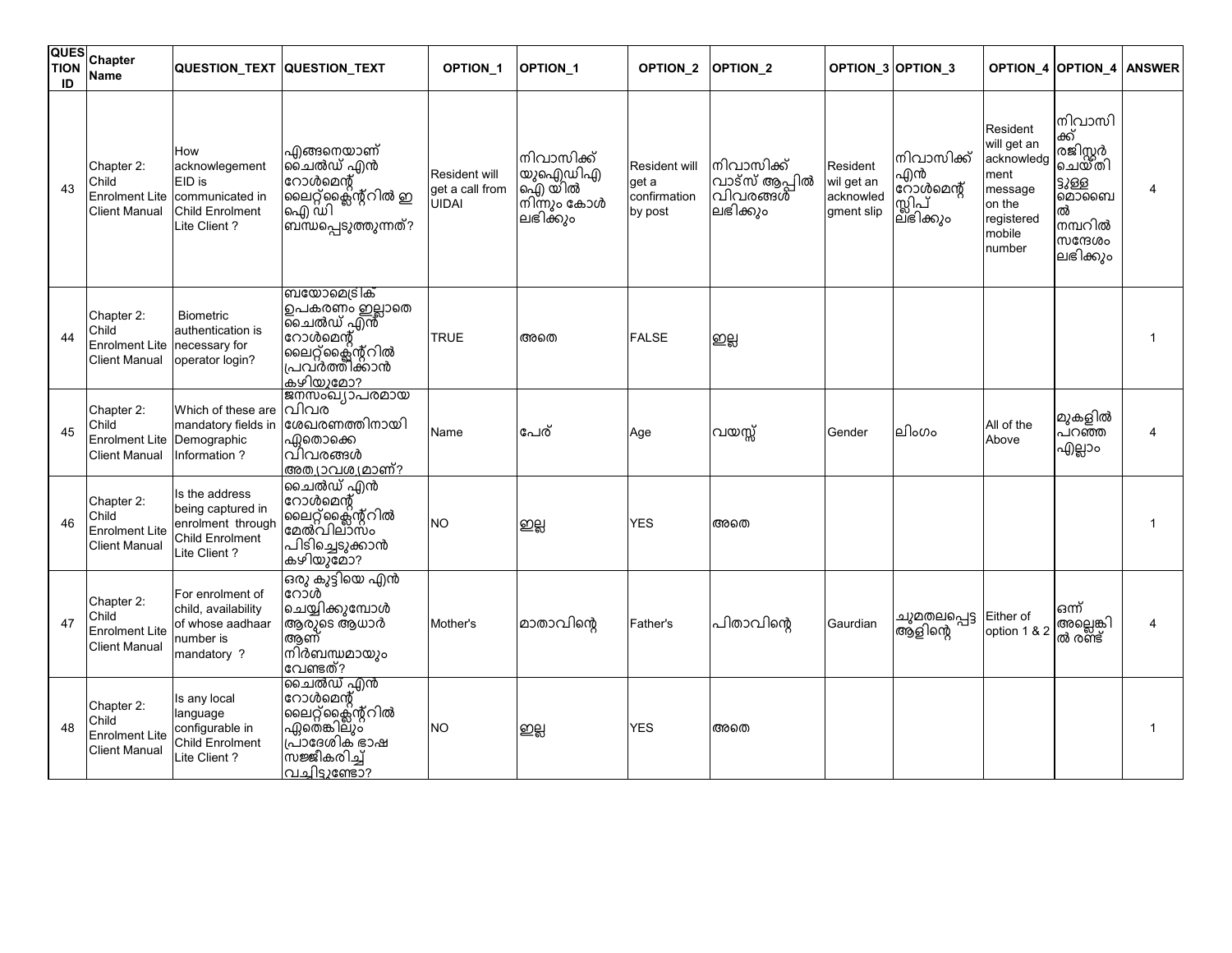| QUESTION ID | Chapter Name | QUESTION_TEXT | QUESTION_TEXT | OPTION_1 | OPTION_1 | OPTION_2 | OPTION_2 | OPTION_3 | OPTION_3 | OPTION_4 | OPTION_4 | ANSWER |
|---|---|---|---|---|---|---|---|---|---|---|---|---|
| 43 | Chapter 2: Child Enrolment Lite Client Manual | How acknowlegement EID is communicated in Child Enrolment Lite Client ? | എങ്ങനെയാണ് ചൈൽഡ് എൻ റോൾമെന്റ് ലൈറ്റ്ക്ലൈന്റിൽ ഇ ഐ ഡി ബന്ധപ്പെടുത്തുന്നത്? | Resident will get a call from UIDAI | നിവാസിക്ക് യുഐഡിഎ ഐ യിൽ നിന്നും കോൾ ലഭിക്കും | Resident will get a confirmation by post | നിവാസിക്ക് വാട്സ് ആപ്പിൽ വിവരങ്ങൾ ലഭിക്കും | Resident wil get an acknowledgment slip | നിവാസിക്ക് എൻ റോൾമെന്റ് സ്ലിപ് ലഭിക്കും | Resident will get an acknowledgment message on the registered mobile number | നിവാസിക്ക് രജിസ്റ്റർ ചെയ്തിട്ടുള്ള മൊബൈൽ നമ്പറിൽ സന്ദേശം ലഭിക്കും | 4 |
| 44 | Chapter 2: Child Enrolment Lite Client Manual | Biometric authentication is necessary for operator login? | ബയോമെട്രിക് ഉപകരണം ഇല്ലാതെ ചൈൽഡ് എൻ റോൾമെന്റ് ലൈറ്റ്ക്ലൈന്റിൽ പ്രവർത്തിക്കാൻ കഴിയുമോ? | TRUE | അതെ | FALSE | ഇല്ല | | | | | 1 |
| 45 | Chapter 2: Child Enrolment Lite Client Manual | Which of these are mandatory fields in Demographic Information ? | ജനസംഖ്യാപരമായ വിവര ശേഖരണത്തിനായി ഏതൊക്കെ വിവരങ്ങൾ അത്യാവശ്യമാണ്? | Name | പേര് | Age | വയസ്സ് | Gender | ലിംഗം | All of the Above | മുകളിൽ പറഞ്ഞ എല്ലാം | 4 |
| 46 | Chapter 2: Child Enrolment Lite Client Manual | Is the address being captured in enrolment through Child Enrolment Lite Client ? | ചൈൽഡ് എൻ റോൾമെന്റ് ലൈറ്റ്ക്ലൈന്റിൽ മേൽവിലാസം പിടിച്ചെടുക്കാൻ കഴിയുമോ? | NO | ഇല്ല | YES | അതെ | | | | | 1 |
| 47 | Chapter 2: Child Enrolment Lite Client Manual | For enrolment of child, availability of whose aadhaar number is mandatory ? | ഒരു കുട്ടിയെ എൻ റോൾ ചെയ്യിക്കുമ്പോൾ ആരുടെ ആധാർ ആണ് നിർബന്ധമായും വേണ്ടത്? | Mother's | മാതാവിന്റെ | Father's | പിതാവിന്റെ | Gaurdian | ചുമതലപ്പെട്ട ആളിന്റെ | Either of option 1 & 2 | ഒന്ന് അല്ലെങ്കിൽ രണ്ട് | 4 |
| 48 | Chapter 2: Child Enrolment Lite Client Manual | Is any local language configurable in Child Enrolment Lite Client ? | ചൈൽഡ് എൻ റോൾമെന്റ് ലൈറ്റ്ക്ലൈന്റിൽ ഏതെങ്കിലും പ്രാദേശിക ഭാഷ സജ്ജീകരിച്ച് വച്ചിട്ടുണ്ടോ? | NO | ഇല്ല | YES | അതെ | | | | | 1 |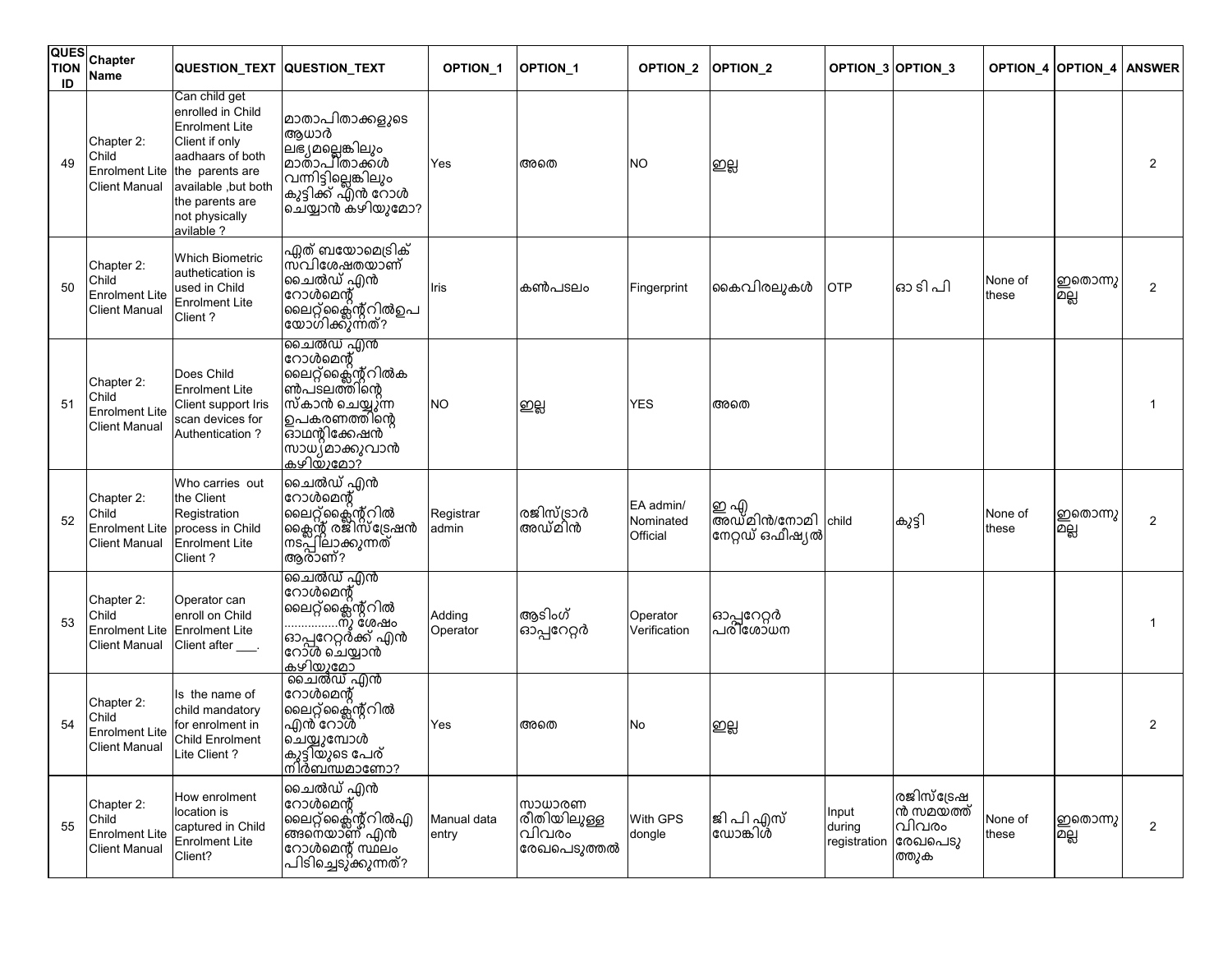| QUESTION ID | Chapter Name | QUESTION_TEXT | QUESTION_TEXT | OPTION_1 | OPTION_1 | OPTION_2 | OPTION_2 | OPTION_3 | OPTION_3 | OPTION_4 | OPTION_4 | ANSWER |
|---|---|---|---|---|---|---|---|---|---|---|---|---|
| 49 | Chapter 2: Child Enrolment Lite Client Manual | Can child get enrolled in Child Enrolment Lite Client if only aadhaars of both the parents are available ,but both the parents are not physically avilable ? | മാതാപിതാക്കളുടെ ആധാർ ലഭ്യമല്ലെങ്കിലും മാതാപിതാക്കൾ വന്നിട്ടില്ലെങ്കിലും കുട്ടിക്ക് എൻ റോൾ ചെയ്യാൻ കഴിയുമോ? | Yes | അതെ | NO | ഇല്ല | | | | | 2 |
| 50 | Chapter 2: Child Enrolment Lite Client Manual | Which Biometric authetication is used in Child Enrolment Lite Client ? | ഏത് ബയോമെട്രിക് സവിശേഷതയാണ് ചൈൽഡ് എൻ റോൾമെന്റ് ലൈറ്റ്ക്ലൈന്റ്റിൽഉപ യോഗിക്കുന്നത്? | Iris | കൺപടലം | Fingerprint | കൈവിരലുകൾ | OTP | ഓ ടി പി | None of these | ഇതൊന്നു മല്ല | 2 |
| 51 | Chapter 2: Child Enrolment Lite Client Manual | Does Child Enrolment Lite Client support Iris scan devices for Authentication ? | ചൈൽഡ് എൻ റോൾമെന്റ് ലൈറ്റ്ക്ലൈന്റ്റിൽക ൺപടലത്തിന്റെ സ്കാൻ ചെയ്യുന്ന ഉപകരണത്തിന്റെ ഓഥന്റിക്കേഷൻ സാധ്യമാക്കുവാൻ കഴിയുമോ? | NO | ഇല്ല | YES | അതെ | | | | | 1 |
| 52 | Chapter 2: Child Enrolment Lite Client Manual | Who carries out the Client Registration process in Child Enrolment Lite Client ? | ചൈൽഡ് എൻ റോൾമെന്റ് ലൈറ്റ്ക്ലൈന്റ്റിൽ ക്ലൈന്റ് രജിസ്ട്രേഷൻ നടപ്പിലാക്കുന്നത് ആരാണ്? | Registrar admin | രജിസ്ട്രാർ അഡ്മിൻ | EA admin/ Nominated Official | ഇ എ അഡ്മിൻ/നോമി നേറ്റഡ് ഒഫിഷ്യൽ | child | കുട്ടി | None of these | ഇതൊന്നു മല്ല | 2 |
| 53 | Chapter 2: Child Enrolment Lite Client Manual | Operator can enroll on Child Enrolment Lite Client after ___. | ചൈൽഡ് എൻ റോൾമെന്റ് ലൈറ്റ്ക്ലൈന്റ്റിൽ ...............നു ശേഷം ഓപ്പറേറ്റർക്ക് എൻ റോൾ ചെയ്യാൻ കഴിയുമോ | Adding Operator | ആടിംഗ് ഓപ്പറേറ്റർ | Operator Verification | ഓപ്പറേറ്റർ പരിശോധന | | | | | 1 |
| 54 | Chapter 2: Child Enrolment Lite Client Manual | Is the name of child mandatory for enrolment in Child Enrolment Lite Client ? | ചൈൽഡ് എൻ റോൾമെന്റ് ലൈറ്റ്ക്ലൈന്റ്റിൽ എൻ റോൾ ചെയ്യുമ്പോൾ കുട്ടിയുടെ പേര് നിർബന്ധമാണോ? | Yes | അതെ | No | ഇല്ല | | | | | 2 |
| 55 | Chapter 2: Child Enrolment Lite Client Manual | How enrolment location is captured in Child Enrolment Lite Client? | ചൈൽഡ് എൻ റോൾമെന്റ് ലൈറ്റ്ക്ലൈന്റ്റിൽഎ ങ്ങനെയാണ് എൻ റോൾമെന്റ് സ്ഥലം പിടിച്ചെടുക്കുന്നത്? | Manual data entry | സാധാരണ രീതിയിലുള്ള വിവരം രേഖപെടുത്തൽ | With GPS dongle | ജി പി എസ് ഡോങ്കിൾ | Input during registration | രജിസ്ട്രേഷ ൻ സമയത്ത് വിവരം രേഖപെടു ത്തുക | None of these | ഇതൊന്നു മല്ല | 2 |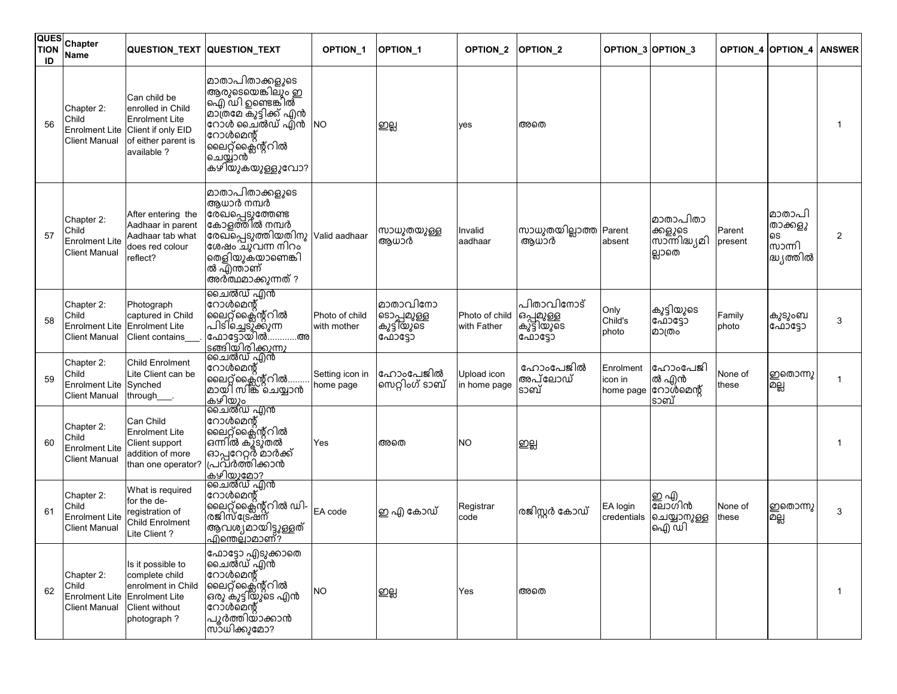| QUESTION ID | Chapter Name | QUESTION_TEXT | QUESTION_TEXT | OPTION_1 | OPTION_1 | OPTION_2 | OPTION_2 | OPTION_3 | OPTION_3 | OPTION_4 | OPTION_4 | ANSWER |
|---|---|---|---|---|---|---|---|---|---|---|---|---|
| 56 | Chapter 2: Child Enrolment Lite Client Manual | Can child be enrolled in Child Enrolment Lite Client if only EID of either parent is available ? | മാതാപിതാക്കളുടെ ആരുടെയെങ്കിലും ഇ ഐ ഡി ഉണ്ടെങ്കിൽ മാത്രമേ കുട്ടിക്ക് എൻ റോൾ ചൈൽഡ് എൻ റോൾമെന്റ് ലൈറ്റ്ക്ലൈന്റിൽ ചെയ്യാൻ കഴിയുകയുള്ളുവോ? | NO | ഇല്ല | yes | അതെ | | | | | 1 |
| 57 | Chapter 2: Child Enrolment Lite Client Manual | After entering the Aadhaar in parent Aadhaar tab what does red colour reflect? | മാതാപിതാക്കളുടെ ആധാർ നമ്പർ രേഖപ്പെടുത്തേണ്ട കോളത്തിൽ നമ്പർ രേഖപ്പെടുത്തിയതിനു ശേഷം ചുവന്ന നിറം തെളിയുകയാണെങ്കിൽ എന്താണ് അർത്ഥമാക്കുന്നത് ? | Valid aadhaar | സാധുതയുള്ള ആധാർ | Invalid aadhaar | സാധുതയില്ലാത്ത ആധാർ | Parent absent | മാതാപിതാക്കളുടെ സാന്നിദ്ധ്യമില്ലാതെ | Parent present | മാതാപിതാക്കളുടെ സാന്നിദ്ധ്യത്തിൽ | 2 |
| 58 | Chapter 2: Child Enrolment Lite Client Manual | Photograph captured in Child Enrolment Lite Client contains___. | ചൈൽഡ് എൻ റോൾമെന്റ് ലൈറ്റ്ക്ലൈന്റിൽ പിടിച്ചെടുക്കുന്ന ഫോട്ടോയിൽ...........അടങ്ങിയിരിക്കുന്നു | Photo of child with mother | മാതാവിനോടൊപ്പമുള്ള കുട്ടിയുടെ ഫോട്ടോ | Photo of child with Father | പിതാവിനോട് ഒപ്പമുള്ള കുട്ടിയുടെ ഫോട്ടോ | Only Child's photo | കുട്ടിയുടെ ഫോട്ടോ മാത്രം | Family photo | കുടുംബ ഫോട്ടോ | 3 |
| 59 | Chapter 2: Child Enrolment Lite Client Manual | Child Enrolment Lite Client can be Synched through___. | ചൈൽഡ് എൻ റോൾമെന്റ് ലൈറ്റ്ക്ലൈന്റിൽ.........മായി സിങ്ക് ചെയ്യാൻ കഴിയും | Setting icon in home page | ഹോംപേജിൽ സെറ്റിംഗ് ടാബ് | Upload icon in home page | ഹോംപേജിൽ അപ്‌ലോഡ് ടാബ് | Enrolment icon in home page | ഹോംപേജിൽ എൻ റോൾമെന്റ് ടാബ് | None of these | ഇതൊന്നുമല്ല | 1 |
| 60 | Chapter 2: Child Enrolment Lite Client Manual | Can Child Enrolment Lite Client support addition of more than one operator? | ചൈൽഡ് എൻ റോൾമെന്റ് ലൈറ്റ്ക്ലൈന്റിൽ ഒന്നിൽ കൂടുതൽ ഓപ്പറേറ്റർ മാർക്ക് പ്രവർത്തിക്കാൻ കഴിയുമോ? | Yes | അതെ | NO | ഇല്ല | | | | | 1 |
| 61 | Chapter 2: Child Enrolment Lite Client Manual | What is required for the de-registration of Child Enrolment Lite Client ? | ചൈൽഡ് എൻ റോൾമെന്റ് ലൈറ്റ്ക്ലൈന്റിൽ ഡി-രജിസ്ട്രേഷന് ആവശ്യമായിട്ടുള്ളത് എന്തെല്ലാമാണ്? | EA code | ഇ എ കോഡ് | Registrar code | രജിസ്റ്റർ കോഡ് | EA login credentials | ഇ എ ലോഗിൻ ചെയ്യാനുള്ള ഐ ഡി | None of these | ഇതൊന്നുമല്ല | 3 |
| 62 | Chapter 2: Child Enrolment Lite Client Manual | Is it possible to complete child enrolment in Child Enrolment Lite Client without photograph ? | ഫോട്ടോ എടുക്കാതെ ചൈൽഡ് എൻ റോൾമെന്റ് ലൈറ്റ്ക്ലൈന്റിൽ ഒരു കുട്ടിയുടെ എൻ റോൾമെന്റ് പൂർത്തിയാക്കാൻ സാധിക്കുമോ? | NO | ഇല്ല | Yes | അതെ | | | | | 1 |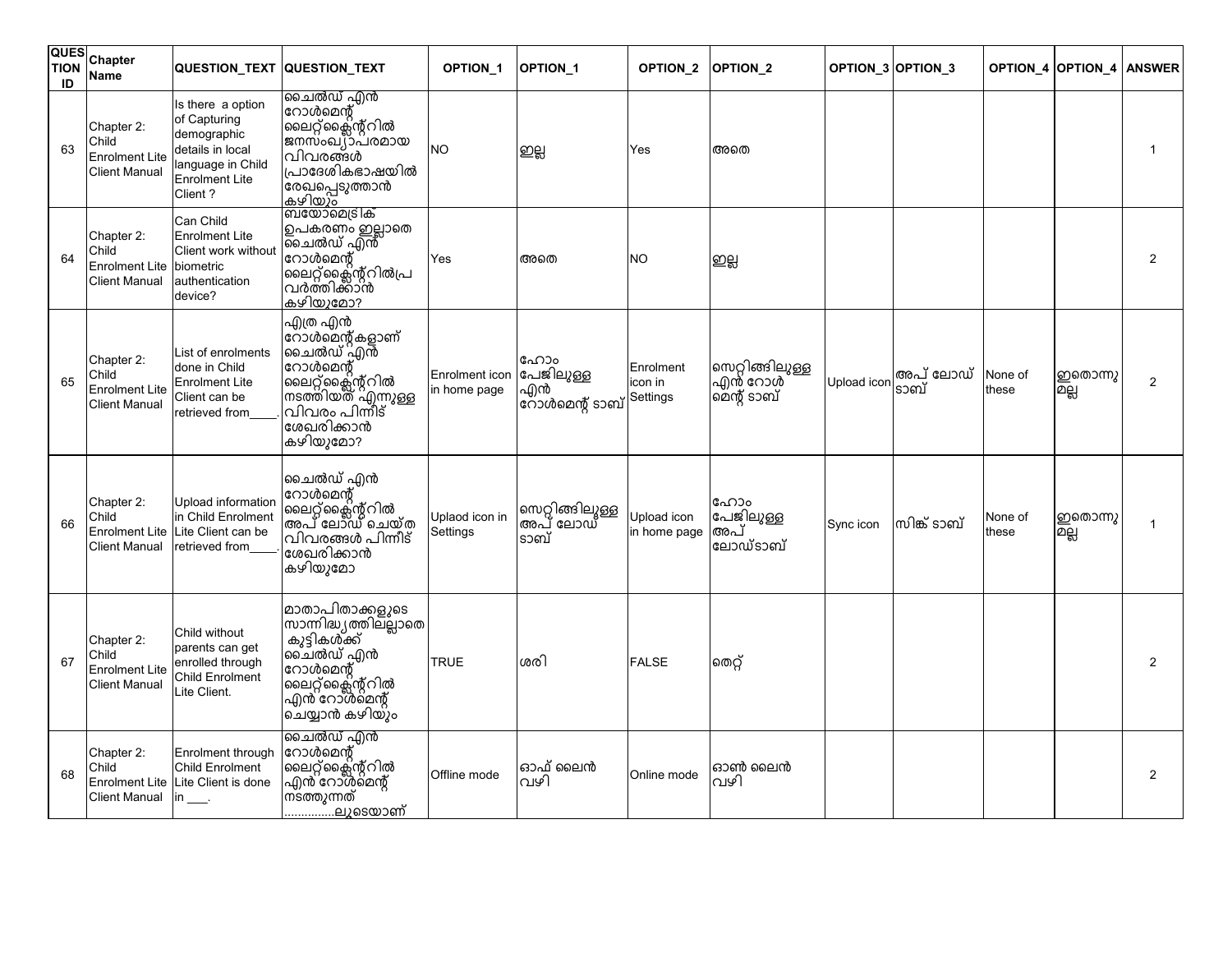| QUESTION ID | Chapter Name | QUESTION_TEXT | QUESTION_TEXT | OPTION_1 | OPTION_1 | OPTION_2 | OPTION_2 | OPTION_3 | OPTION_3 | OPTION_4 | OPTION_4 | ANSWER |
|---|---|---|---|---|---|---|---|---|---|---|---|---|
| 63 | Chapter 2: Child Enrolment Lite Client Manual | Is there a option of Capturing demographic details in local language in Child Enrolment Lite Client ? | ചൈൽഡ് എൻ റോൾമെന്റ് ലൈറ്റ്ക്ലൈന്റിൽ ജനസംഖ്യാപരമായ വിവരങ്ങൾ പ്രാദേശികഭാഷയിൽ രേഖപ്പെടുത്താൻ കഴിയും | NO | ഇല്ല | Yes | അതെ | | | | | 1 |
| 64 | Chapter 2: Child Enrolment Lite Client Manual | Can Child Enrolment Lite Client work without biometric authentication device? | ബയോമെട്രിക് ഉപകരണം ഇല്ലാതെ ചൈൽഡ് എൻ റോൾമെന്റ് ലൈറ്റ്ക്ലൈന്റിൽപ്ര വർത്തിക്കാൻ കഴിയുമോ? | Yes | അതെ | NO | ഇല്ല | | | | | 2 |
| 65 | Chapter 2: Child Enrolment Lite Client Manual | List of enrolments done in Child Enrolment Lite Client can be retrieved from____. | എത്ര എൻ റോൾമെന്റ്കളാണ് ചൈൽഡ് എൻ റോൾമെന്റ് ലൈറ്റ്ക്ലൈന്റിൽ നടത്തിയത് എന്നുള്ള വിവരം പിന്നീട് ശേഖരിക്കാൻ കഴിയുമോ? | Enrolment icon in home page | ഹോം പേജിലുള്ള എൻ റോൾമെന്റ് ടാബ് | Enrolment icon in Settings | സെറ്റിങ്ങിലുള്ള എൻ റോൾ മെന്റ് ടാബ് | Upload icon | അപ് ലോഡ് ടാബ് | None of these | ഇതൊന്നു മല്ല | 2 |
| 66 | Chapter 2: Child Enrolment Lite Client Manual | Upload information in Child Enrolment Lite Client can be retrieved from____. | ചൈൽഡ് എൻ റോൾമെന്റ് ലൈറ്റ്ക്ലൈന്റിൽ അപ് ലോഡ് ചെയ്ത വിവരങ്ങൾ പിന്നീട് ശേഖരിക്കാൻ കഴിയുമോ | Uplaod icon in Settings | സെറ്റിങ്ങിലുള്ള അപ് ലോഡ് ടാബ് | Upload icon in home page | ഹോം പേജിലുള്ള അപ് ലോഡ്ടാബ് | Sync icon | സിങ്ക് ടാബ് | None of these | ഇതൊന്നു മല്ല | 1 |
| 67 | Chapter 2: Child Enrolment Lite Client Manual | Child without parents can get enrolled through Child Enrolment Lite Client. | മാതാപിതാക്കളുടെ സാന്നിദ്ധ്യത്തിലല്ലാതെ കുട്ടികൾക്ക് ചൈൽഡ് എൻ റോൾമെന്റ് ലൈറ്റ്ക്ലൈന്റിൽ എൻ റോൾമെന്റ് ചെയ്യാൻ കഴിയും | TRUE | ശരി | FALSE | തെറ്റ് | | | | | 2 |
| 68 | Chapter 2: Child Enrolment Lite Client Manual | Enrolment through Child Enrolment Lite Client is done in ___. | ചൈൽഡ് എൻ റോൾമെന്റ് ലൈറ്റ്ക്ലൈന്റിൽ എൻ റോൾമെന്റ് നടത്തുന്നത് ...............ലൂടെയാണ് | Offline mode | ഓഫ് ലൈൻ വഴി | Online mode | ഓൺ ലൈൻ വഴി | | | | | 2 |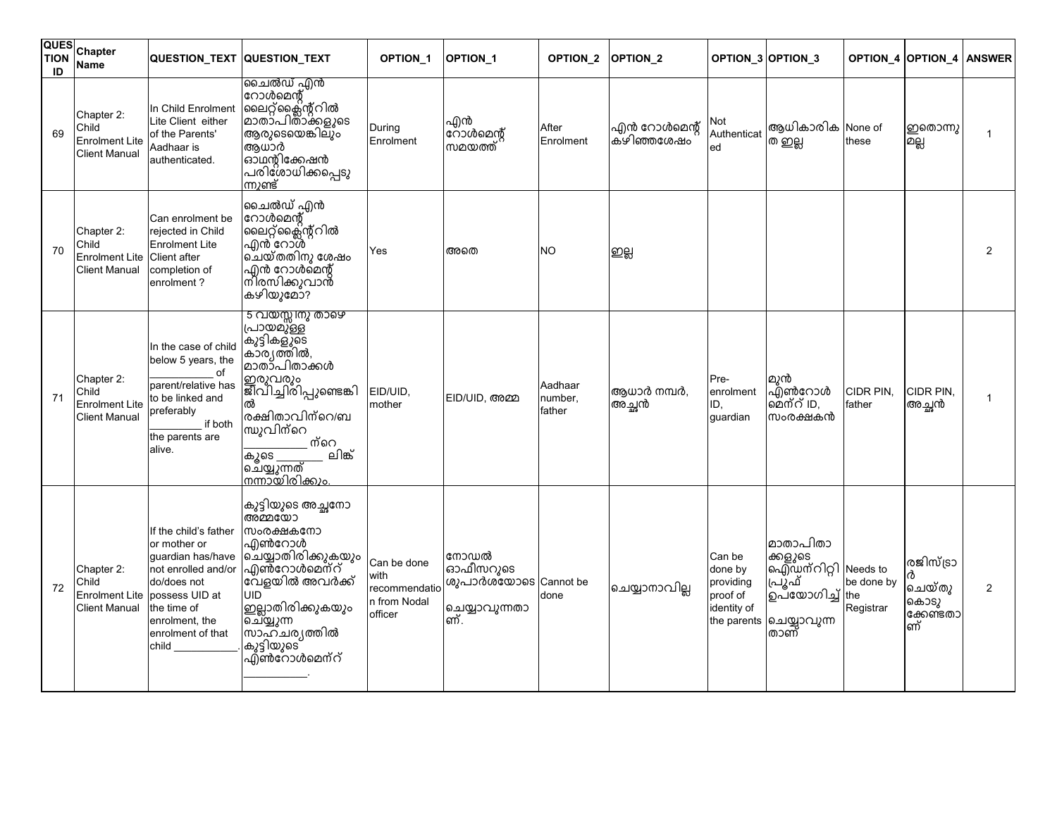| QUESTION ID | Chapter Name | QUESTION_TEXT | QUESTION_TEXT | OPTION_1 | OPTION_1 | OPTION_2 | OPTION_2 | OPTION_3 | OPTION_3 | OPTION_4 | OPTION_4 | ANSWER |
|---|---|---|---|---|---|---|---|---|---|---|---|---|
| 69 | Chapter 2: Child Enrolment Lite Client Manual | In Child Enrolment Lite Client either of the Parents' Aadhaar is authenticated. | ചൈൽഡ് എൻ റോൾമെന്റ് ലൈറ്റ്ക്ലൈന്റിൽ മാതാപിതാക്കളുടെ ആരുടെയെങ്കിലും ആധാർ ഓഥന്റിക്കേഷൻ പരിശോധിക്കപ്പെടുന്നുണ്ട് | During Enrolment | എൻ റോൾമെന്റ് സമയത്ത് | After Enrolment | എൻ റോൾമെന്റ് കഴിഞ്ഞശേഷം | Not Authenticated | ആധികാരിക ത ഇല്ല | None of these | ഇതൊന്നു മല്ല | 1 |
| 70 | Chapter 2: Child Enrolment Lite Client Manual | Can enrolment be rejected in Child Enrolment Lite Client after completion of enrolment ? | ചൈൽഡ് എൻ റോൾമെന്റ് ലൈറ്റ്ക്ലൈന്റിൽ എൻ റോൾ ചെയ്തതിനു ശേഷം എൻ റോൾമെന്റ് നിരസിക്കുവാൻ കഴിയുമോ? | Yes | അതെ | NO | ഇല്ല | | | | | 2 |
| 71 | Chapter 2: Child Enrolment Lite Client Manual | In the case of child below 5 years, the ___________ of parent/relative has to be linked and preferably _________ if both the parents are alive. | 5 വയസ്സിനു താഴെ പ്രായമുള്ള കുട്ടികളുടെ കാര്യത്തിൽ, മാതാപിതാക്കൾ ഇരുവരും ജീവിച്ചിരിപ്പുണ്ടെങ്കിൽ രക്ഷിതാവിന്റെ/ബന്ധുവിന്റെ ___________ ന്റെ കൂടെ ________ ലിങ്ക് ചെയ്യുന്നത് നന്നായിരിക്കും. | EID/UID, mother | EID/UID, അമ്മ | Aadhaar number, father | ആധാർ നമ്പർ, അച്ഛൻ | Pre-enrolment ID, guardian | മുൻ എൻറോൾ മെന്റ് ID, സംരക്ഷകൻ | CIDR PIN, father | CIDR PIN, അച്ഛൻ | 1 |
| 72 | Chapter 2: Child Enrolment Lite Client Manual | If the child's father or mother or guardian has/have not enrolled and/or do/does not possess UID at the time of enrolment, the enrolment of that child ___________. | കുട്ടിയുടെ അച്ഛനോ അമ്മയോ സംരക്ഷകനോ എൻറോൾ ചെയ്യാതിരിക്കുകയും എൻറോൾമെന്റ് വേളയിൽ അവർക്ക് UID ഇല്ലാതിരിക്കുകയും ചെയ്യുന്ന സാഹചര്യത്തിൽ കുട്ടിയുടെ എൻറോൾമെന്റ് ___________. | Can be done with recommendation from Nodal officer | നോഡൽ ഓഫീസറുടെ ശുപാർശയോടെ ചെയ്യാവുന്നതാണ്. | Cannot be done | ചെയ്യാനാവില്ല | Can be done by providing proof of identity of the parents | മാതാപിതാക്കളുടെ ഐഡന്റിറ്റി പ്രൂഫ് ഉപയോഗിച്ച് ചെയ്യാവുന്നതാണ് | Needs to be done by the Registrar | രജിസ്ട്രാർ ചെയ്തു കൊടുക്കേണ്ടതാണ് | 2 |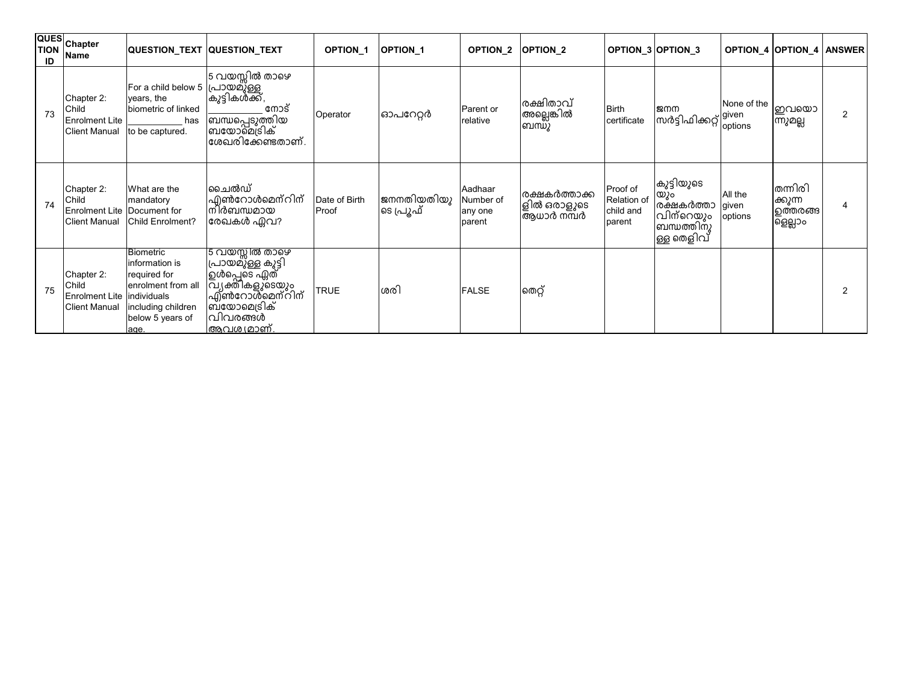| QUESTION ID | Chapter Name | QUESTION_TEXT | QUESTION_TEXT | OPTION_1 | OPTION_1 | OPTION_2 | OPTION_2 | OPTION_3 | OPTION_3 | OPTION_4 | OPTION_4 | ANSWER |
|---|---|---|---|---|---|---|---|---|---|---|---|---|
| 73 | Chapter 2: Child Enrolment Lite Client Manual | For a child below 5 years, the biometric of linked ___________ has to be captured. | 5 വയസ്സിൽ താഴെ പ്രായമുള്ള കുട്ടികൾക്ക്, ___________ നോട് ബന്ധപ്പെടുത്തിയ ബയോമെട്രിക് ശേഖരിക്കേണ്ടതാണ്. | Operator | ഓപറേറ്റർ | Parent or relative | രക്ഷിതാവ് അല്ലെങ്കിൽ ബന്ധു | Birth certificate | ജനന സർട്ടിഫിക്കറ്റ് | None of the given options | ഇവയൊന്നുമല്ല | 2 |
| 74 | Chapter 2: Child Enrolment Lite Client Manual | What are the mandatory Document for Child Enrolment? | ചൈൽഡ് എൻറോൾമെന്റിന് നിർബന്ധമായ രേഖകൾ ഏവ? | Date of Birth Proof | ജനനതിയതിയുടെ പ്രൂഫ് | Aadhaar Number of any one parent | രക്ഷകർത്താക്കളിൽ ഒരാളുടെ ആധാർ നമ്പർ | Proof of Relation of child and parent | കുട്ടിയുടെയും രക്ഷകർത്താവിന്റെയും ബന്ധത്തിനുള്ള തെളിവ് | All the given options | തന്നിരിക്കുന്ന ഉത്തരങ്ങളെല്ലാം | 4 |
| 75 | Chapter 2: Child Enrolment Lite Client Manual | Biometric information is required for enrolment from all individuals including children below 5 years of age. | 5 വയസ്സിൽ താഴെ പ്രായമുള്ള കുട്ടി ഉൾപ്പെടെ ഏത് വ്യക്തികളുടെയും എൻറോൾമെന്റിന് ബയോമെട്രിക് വിവരങ്ങൾ ആവശ്യമാണ്. | TRUE | ശരി | FALSE | തെറ്റ് | | | | | 2 |